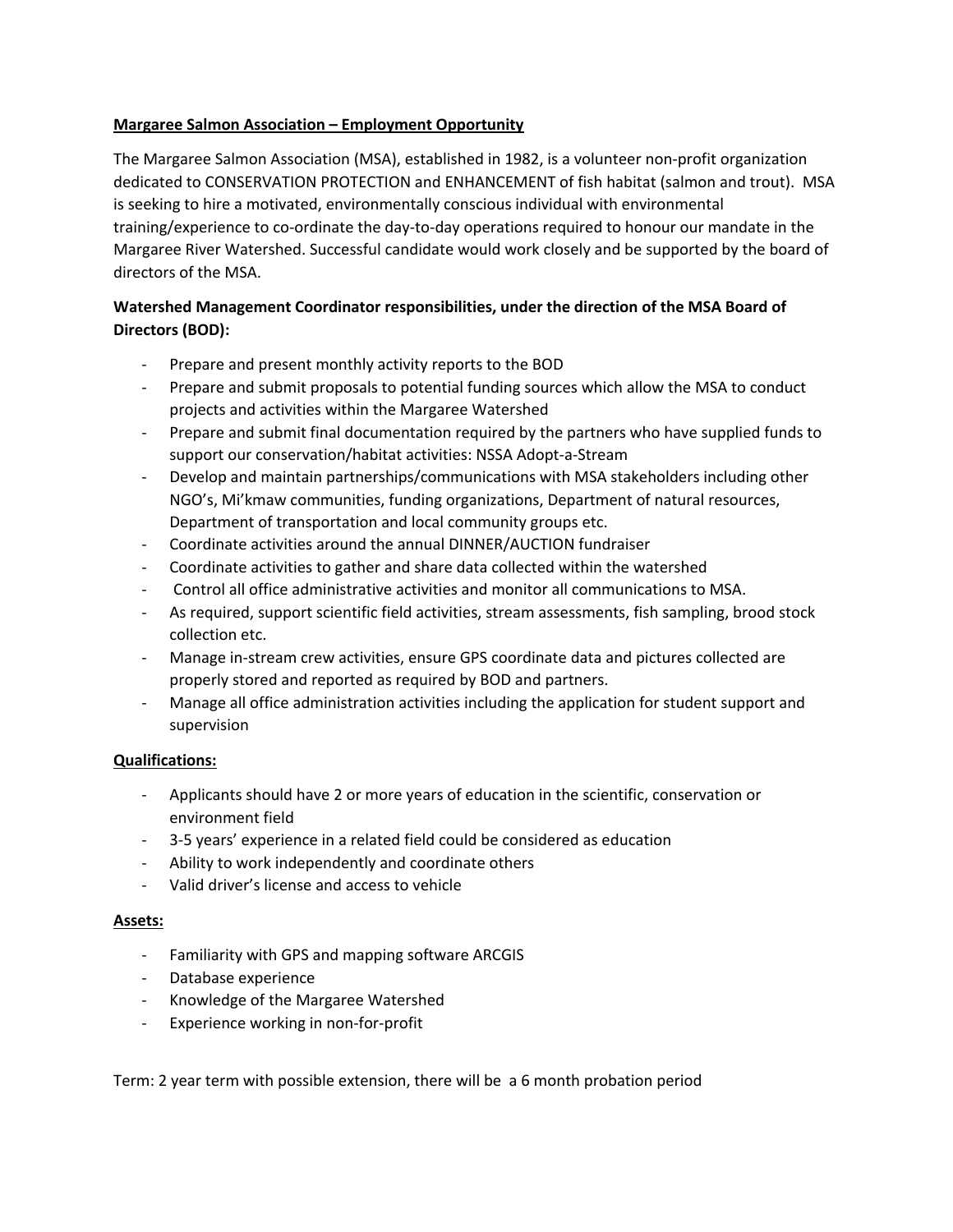**Margaree Salmon Association – Employment Opportunity**

The Margaree Salmon Association (MSA), established in 1982, is a volunteer non-profit organization dedicated to CONSERVATION PROTECTION and ENHANCEMENT of fish habitat (salmon and trout). MSA is seeking to hire a motivated, environmentally conscious individual with environmental training/experience to co-ordinate the day-to-day operations required to honour our mandate in the Margaree River Watershed. Successful candidate would work closely and be supported by the board of directors of the MSA.

**Watershed Management Coordinator responsibilities, under the direction of the MSA Board of Directors (BOD):**

- Prepare and present monthly activity reports to the BOD
- Prepare and submit proposals to potential funding sources which allow the MSA to conduct projects and activities within the Margaree Watershed
- Prepare and submit final documentation required by the partners who have supplied funds to support our conservation/habitat activities: NSSA Adopt-a-Stream
- Develop and maintain partnerships/communications with MSA stakeholders including other NGO's, Mi'kmaw communities, funding organizations, Department of natural resources, Department of transportation and local community groups etc.
- Coordinate activities around the annual DINNER/AUCTION fundraiser
- Coordinate activities to gather and share data collected within the watershed
- Control all office administrative activities and monitor all communications to MSA.
- As required, support scientific field activities, stream assessments, fish sampling, brood stock collection etc.
- Manage in-stream crew activities, ensure GPS coordinate data and pictures collected are properly stored and reported as required by BOD and partners.
- Manage all office administration activities including the application for student support and supervision

**Qualifications:**

- Applicants should have 2 or more years of education in the scientific, conservation or environment field
- 3-5 years' experience in a related field could be considered as education
- Ability to work independently and coordinate others
- Valid driver's license and access to vehicle

**Assets:**

- Familiarity with GPS and mapping software ARCGIS
- Database experience
- Knowledge of the Margaree Watershed
- Experience working in non-for-profit

Term: 2 year term with possible extension, there will be a 6 month probation period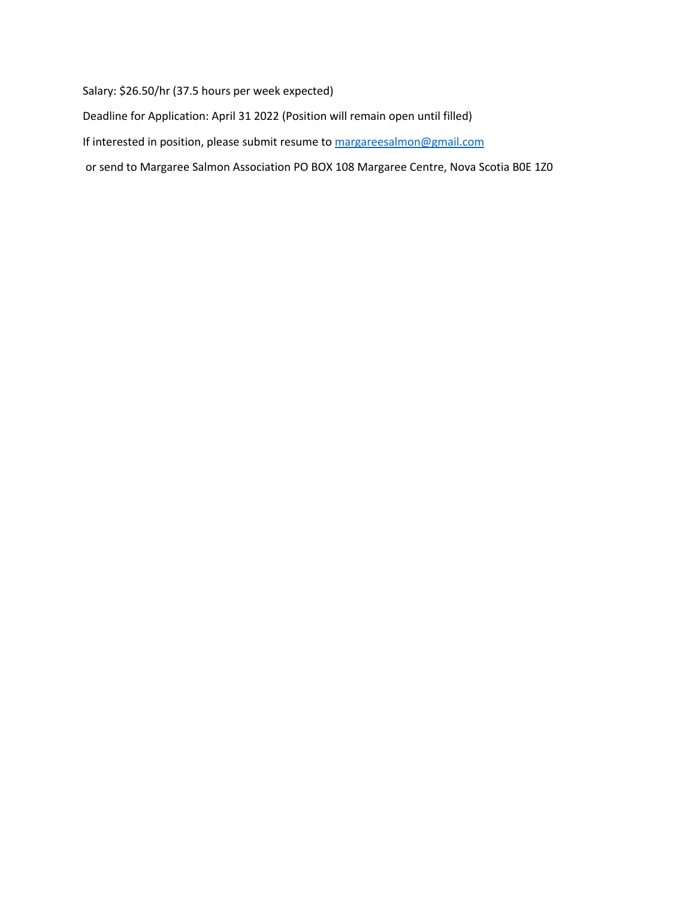Salary: $26.50/hr (37.5 hours per week expected)

Deadline for Application: April 31 2022 (Position will remain open until filled)

If interested in position, please submit resume to margareesalmon@gmail.com

or send to Margaree Salmon Association PO BOX 108 Margaree Centre, Nova Scotia B0E 1Z0